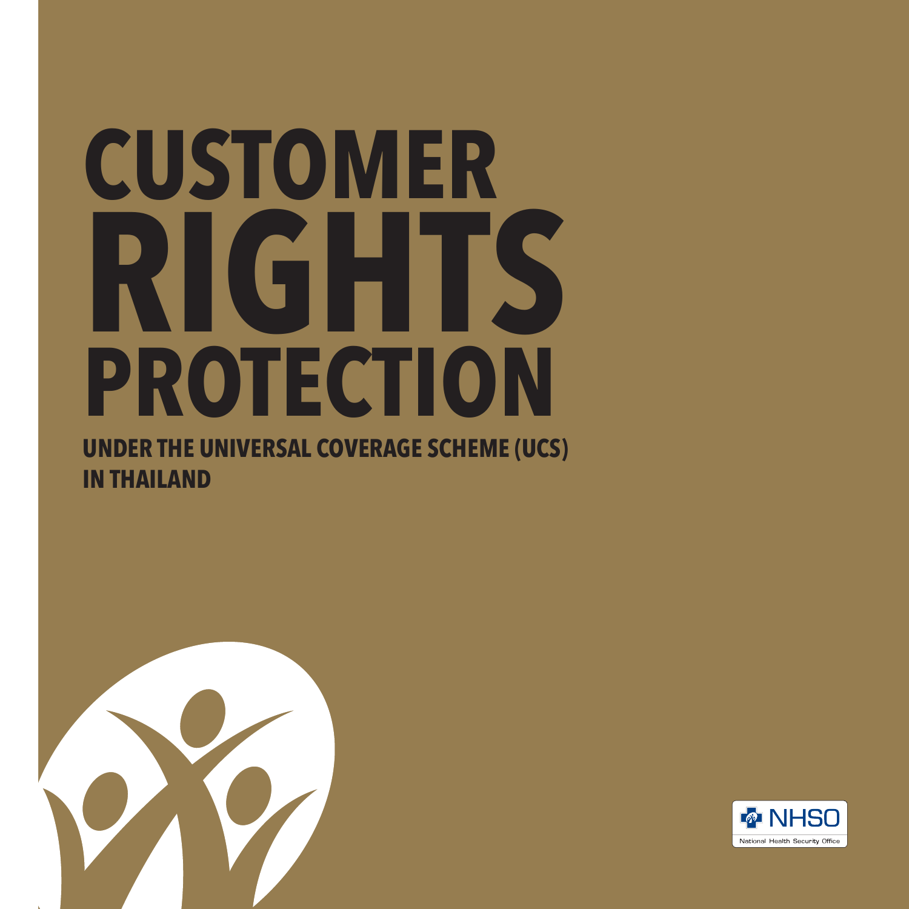# CUSTOMER RIGHTS PROTECTION

## UNDER THE UNIVERSAL COVERAGE SCHEME (UCS) IN THAILAND

NHSO

National Health Security Office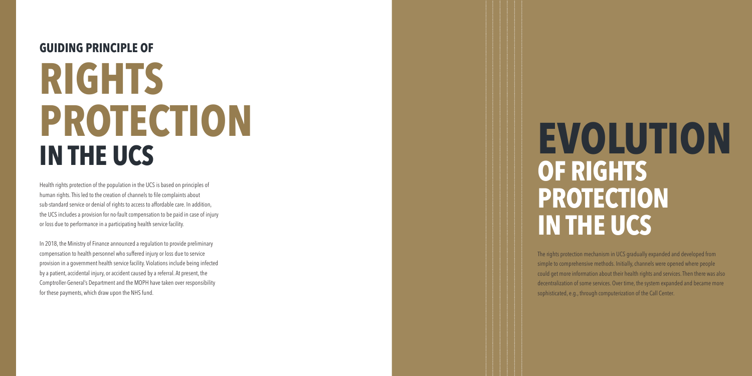# GUIDING PRINCIPLE OF RIGHTS PROTECTION IN THE UCS

Health rights protection of the population in the UCS is based on principles of human rights. This led to the creation of channels to file complaints about sub-standard service or denial of rights to access to affordable care. In addition, the UCS includes a provision for no-fault compensation to be paid in case of injury or loss due to performance in a participating health service facility.

In 2018, the Ministry of Finance announced a regulation to provide preliminary compensation to health personnel who suffered injury or loss due to service provision in a government health service facility. Violations include being infected by a patient, accidental injury, or accident caused by a referral. At present, the Comptroller-General's Department and the MOPH have taken over responsibility for these payments, which draw upon the NHS fund.

# EVOLUTION OF RIGHTS PROTECTION IN THE UCS

The rights protection mechanism in UCS gradually expanded and developed from simple to comprehensive methods. Initially, channels were opened where people could get more information about their health rights and services. Then there was also decentralization of some services. Over time, the system expanded and became more sophisticated, e.g., through computerization of the Call Center.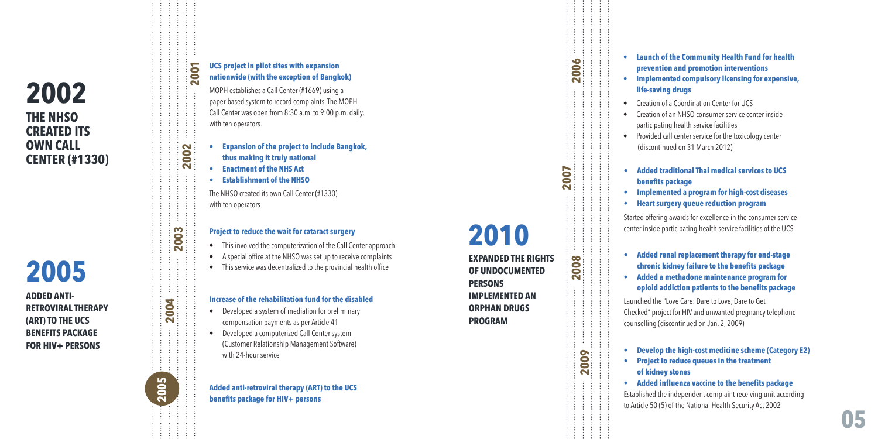## 2002

### THE NHSO CREATED ITS OWN CALL CENTER (#1330)

## 2005

### ADDED ANTI-RETROVIRAL THERAPY (ART) TO THE UCS BENEFITS PACKAGE FOR HIV+ PERSONS

### 2001

**UCS project in pilot sites with expansion nationwide (with the exception of Bangkok)**

MOPH establishes a Call Center (#1669) using a paper-based system to record complaints. The MOPH Call Center was open from 8:30 a.m. to 9:00 p.m. daily, with ten operators.

### 2002

- **Expansion of the project to include Bangkok, thus making it truly national**
- **Enactment of the NHS Act**
- **Establishment of the NHSO**

The NHSO created its own Call Center (#1330) with ten operators

### 2003

**Project to reduce the wait for cataract surgery**

- This involved the computerization of the Call Center approach
- A special office at the NHSO was set up to receive complaints
- This service was decentralized to the provincial health office

### 2004

**Increase of the rehabilitation fund for the disabled**

- Developed a system of mediation for preliminary compensation payments as per Article 41
- Developed a computerized Call Center system (Customer Relationship Management Software) with 24-hour service

### 2005

**Added anti-retroviral therapy (ART) to the UCS benefits package for HIV+ persons**

## 2010

### EXPANDED THE RIGHTS OF UNDOCUMENTED PERSONS IMPLEMENTED AN ORPHAN DRUGS PROGRAM

### 2006

- **Launch of the Community Health Fund for health prevention and promotion interventions**
- **Implemented compulsory licensing for expensive, life-saving drugs**
- Creation of a Coordination Center for UCS
- Creation of an NHSO consumer service center inside participating health service facilities
- Provided call center service for the toxicology center (discontinued on 31 March 2012)

### 2007

- **Added traditional Thai medical services to UCS benefits package**
- **Implemented a program for high-cost diseases**
- **Heart surgery queue reduction program**

Started offering awards for excellence in the consumer service center inside participating health service facilities of the UCS

### 2008

- **Added renal replacement therapy for end-stage chronic kidney failure to the benefits package**
- **Added a methadone maintenance program for opioid addiction patients to the benefits package**

Launched the "Love Care: Dare to Love, Dare to Get Checked" project for HIV and unwanted pregnancy telephone counselling (discontinued on Jan. 2, 2009)

### 2009

- **Develop the high-cost medicine scheme (Category E2)**
- **Project to reduce queues in the treatment of kidney stones**
- **Added influenza vaccine to the benefits package**

Established the independent complaint receiving unit according to Article 50 (5) of the National Health Security Act 2002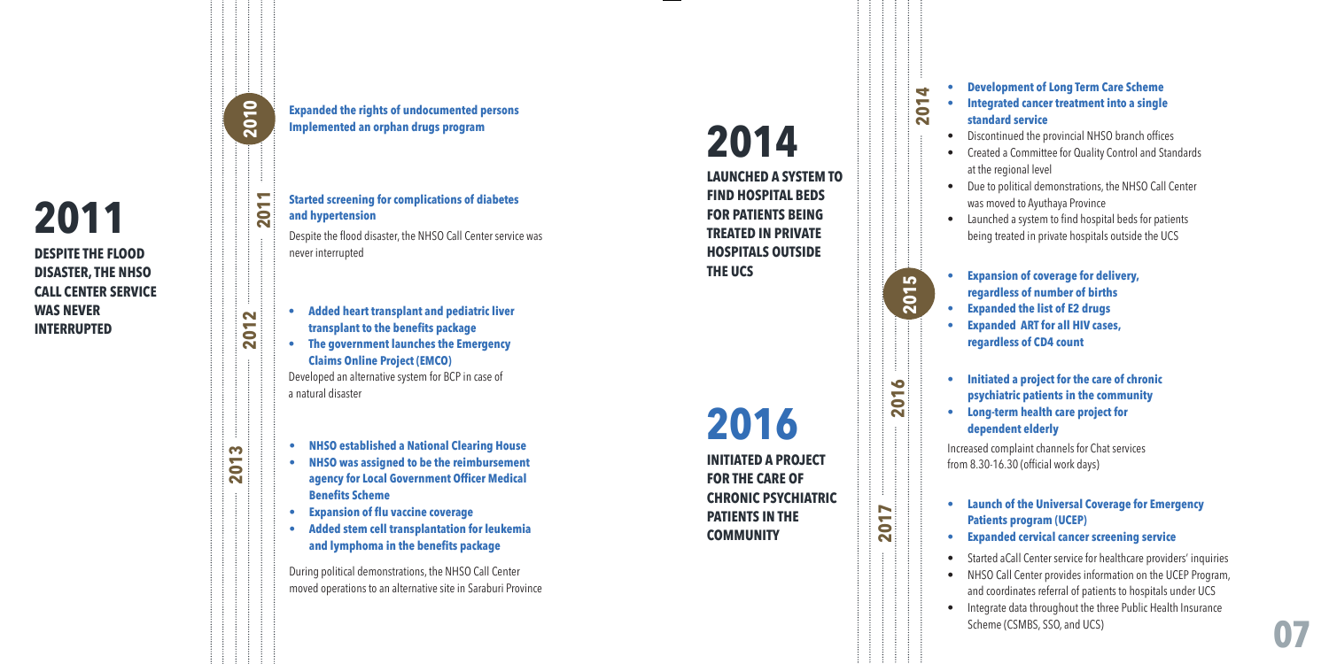# 2011

**DESPITE THE FLOOD DISASTER, THE NHSO CALL CENTER SERVICE WAS NEVER INTERRUPTED**

## 2010

**Expanded the rights of undocumented persons**
**Implemented an orphan drugs program**

## 2011

**Started screening for complications of diabetes and hypertension**

Despite the flood disaster, the NHSO Call Center service was never interrupted

## 2012

- **Added heart transplant and pediatric liver transplant to the benefits package**
- **The government launches the Emergency Claims Online Project (EMCO)**

Developed an alternative system for BCP in case of a natural disaster

## 2013

- **NHSO established a National Clearing House**
- **NHSO was assigned to be the reimbursement agency for Local Government Officer Medical Benefits Scheme**
- **Expansion of flu vaccine coverage**
- **Added stem cell transplantation for leukemia and lymphoma in the benefits package**

During political demonstrations, the NHSO Call Center moved operations to an alternative site in Saraburi Province

# 2014

**LAUNCHED A SYSTEM TO FIND HOSPITAL BEDS FOR PATIENTS BEING TREATED IN PRIVATE HOSPITALS OUTSIDE THE UCS**

# 2016

**INITIATED A PROJECT FOR THE CARE OF CHRONIC PSYCHIATRIC PATIENTS IN THE COMMUNITY**

## 2014

- **Development of Long Term Care Scheme**
- **Integrated cancer treatment into a single standard service**
- Discontinued the provincial NHSO branch offices
- Created a Committee for Quality Control and Standards at the regional level
- Due to political demonstrations, the NHSO Call Center was moved to Ayuthaya Province
- Launched a system to find hospital beds for patients being treated in private hospitals outside the UCS

## 2015

- **Expansion of coverage for delivery, regardless of number of births**
- **Expanded the list of E2 drugs**
- **Expanded ART for all HIV cases, regardless of CD4 count**

## 2016

- **Initiated a project for the care of chronic psychiatric patients in the community**
- **Long-term health care project for dependent elderly**

Increased complaint channels for Chat services from 8.30-16.30 (official work days)

## 2017

- **Launch of the Universal Coverage for Emergency Patients program (UCEP)**
- **Expanded cervical cancer screening service**
- Started aCall Center service for healthcare providers' inquiries
- NHSO Call Center provides information on the UCEP Program, and coordinates referral of patients to hospitals under UCS
- Integrate data throughout the three Public Health Insurance Scheme (CSMBS, SSO, and UCS)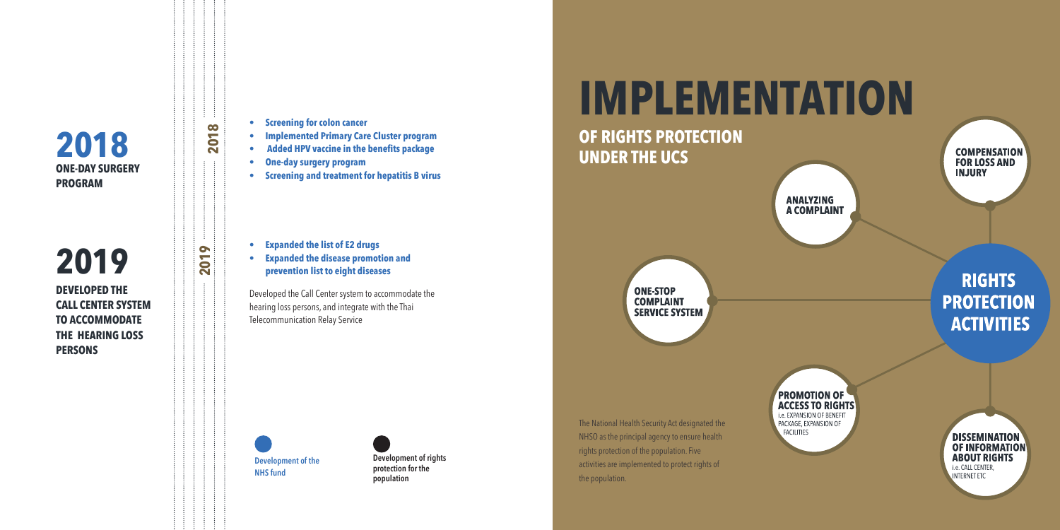## 2018

**ONE-DAY SURGERY PROGRAM**

## 2019

**DEVELOPED THE CALL CENTER SYSTEM TO ACCOMMODATE THE HEARING LOSS PERSONS**

**2018**

- **Screening for colon cancer**
- **Implemented Primary Care Cluster program**
- **Added HPV vaccine in the benefits package**
- **One-day surgery program**
- **Screening and treatment for hepatitis B virus**

**2019**

- **Expanded the list of E2 drugs**
- **Expanded the disease promotion and prevention list to eight diseases**

Developed the Call Center system to accommodate the hearing loss persons, and integrate with the Thai Telecommunication Relay Service

**Development of the NHS fund**

**Development of rights protection for the population**

# IMPLEMENTATION

## OF RIGHTS PROTECTION UNDER THE UCS

**RIGHTS PROTECTION ACTIVITIES**

**COMPENSATION FOR LOSS AND INJURY**

**ANALYZING A COMPLAINT**

**ONE-STOP COMPLAINT SERVICE SYSTEM**

**PROMOTION OF ACCESS TO RIGHTS**
i.e. EXPANSION OF BENEFIT PACKAGE, EXPANSION OF FACILITIES

**DISSEMINATION OF INFORMATION ABOUT RIGHTS**
i.e. CALL CENTER, INTERNET ETC

The National Health Security Act designated the NHSO as the principal agency to ensure health rights protection of the population. Five activities are implemented to protect rights of the population.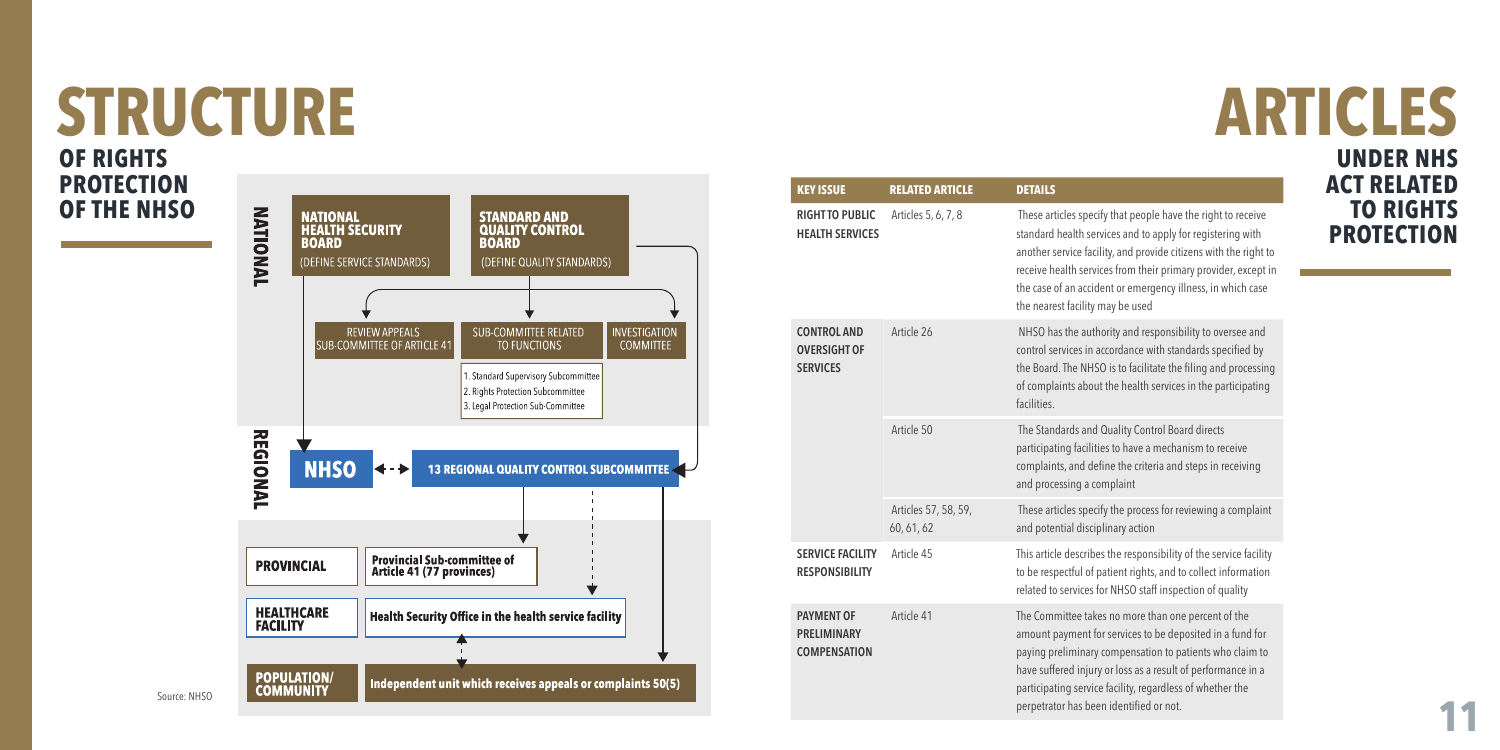# STRUCTURE
## OF RIGHTS PROTECTION OF THE NHSO

NATIONAL

**NATIONAL HEALTH SECURITY BOARD**
(DEFINE SERVICE STANDARDS)

**STANDARD AND QUALITY CONTROL BOARD**
(DEFINE QUALITY STANDARDS)

REVIEW APPEALS SUB-COMMITTEE OF ARTICLE 41

SUB-COMMITTEE RELATED TO FUNCTIONS

1. Standard Supervisory Subcommittee
2. Rights Protection Subcommittee
3. Legal Protection Sub-Committee

INVESTIGATION COMMITTEE

REGIONAL

**NHSO**

**13 REGIONAL QUALITY CONTROL SUBCOMMITTEE**

**PROVINCIAL** — **Provincial Sub-committee of Article 41 (77 provinces)**

**HEALTHCARE FACILITY** — **Health Security Office in the health service facility**

**POPULATION/ COMMUNITY** — **Independent unit which receives appeals or complaints 50(5)**

Source: NHSO

# ARTICLES
## UNDER NHS ACT RELATED TO RIGHTS PROTECTION

| KEY ISSUE | RELATED ARTICLE | DETAILS |
|---|---|---|
| **RIGHT TO PUBLIC HEALTH SERVICES** | Articles 5, 6, 7, 8 | These articles specify that people have the right to receive standard health services and to apply for registering with another service facility, and provide citizens with the right to receive health services from their primary provider, except in the case of an accident or emergency illness, in which case the nearest facility may be used |
| **CONTROL AND OVERSIGHT OF SERVICES** | Article 26 | NHSO has the authority and responsibility to oversee and control services in accordance with standards specified by the Board. The NHSO is to facilitate the filing and processing of complaints about the health services in the participating facilities. |
| | Article 50 | The Standards and Quality Control Board directs participating facilities to have a mechanism to receive complaints, and define the criteria and steps in receiving and processing a complaint |
| | Articles 57, 58, 59, 60, 61, 62 | These articles specify the process for reviewing a complaint and potential disciplinary action |
| **SERVICE FACILITY RESPONSIBILITY** | Article 45 | This article describes the responsibility of the service facility to be respectful of patient rights, and to collect information related to services for NHSO staff inspection of quality |
| **PAYMENT OF PRELIMINARY COMPENSATION** | Article 41 | The Committee takes no more than one percent of the amount payment for services to be deposited in a fund for paying preliminary compensation to patients who claim to have suffered injury or loss as a result of performance in a participating service facility, regardless of whether the perpetrator has been identified or not. |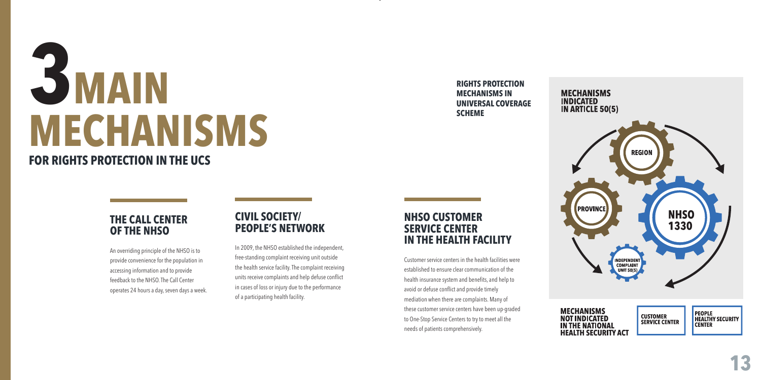# 3 MAIN MECHANISMS

## FOR RIGHTS PROTECTION IN THE UCS

### THE CALL CENTER OF THE NHSO

An overriding principle of the NHSO is to provide convenience for the population in accessing information and to provide feedback to the NHSO. The Call Center operates 24 hours a day, seven days a week.

### CIVIL SOCIETY/ PEOPLE'S NETWORK

In 2009, the NHSO established the independent, free-standing complaint receiving unit outside the health service facility. The complaint receiving units receive complaints and help defuse conflict in cases of loss or injury due to the performance of a participating health facility.

### NHSO CUSTOMER SERVICE CENTER IN THE HEALTH FACILITY

Customer service centers in the health facilities were established to ensure clear communication of the health insurance system and benefits, and help to avoid or defuse conflict and provide timely mediation when there are complaints. Many of these customer service centers have been up-graded to One-Stop Service Centers to try to meet all the needs of patients comprehensively.

**RIGHTS PROTECTION MECHANISMS IN UNIVERSAL COVERAGE SCHEME**

**MECHANISMS INDICATED IN ARTICLE 50(5)**

REGION

PROVINCE

NHSO 1330

INDEPENDENT COMPLAINT UNIT 50(5)

**MECHANISMS NOT INDICATED IN THE NATIONAL HEALTH SECURITY ACT**

CUSTOMER SERVICE CENTER

PEOPLE HEALTHY SECURITY CENTER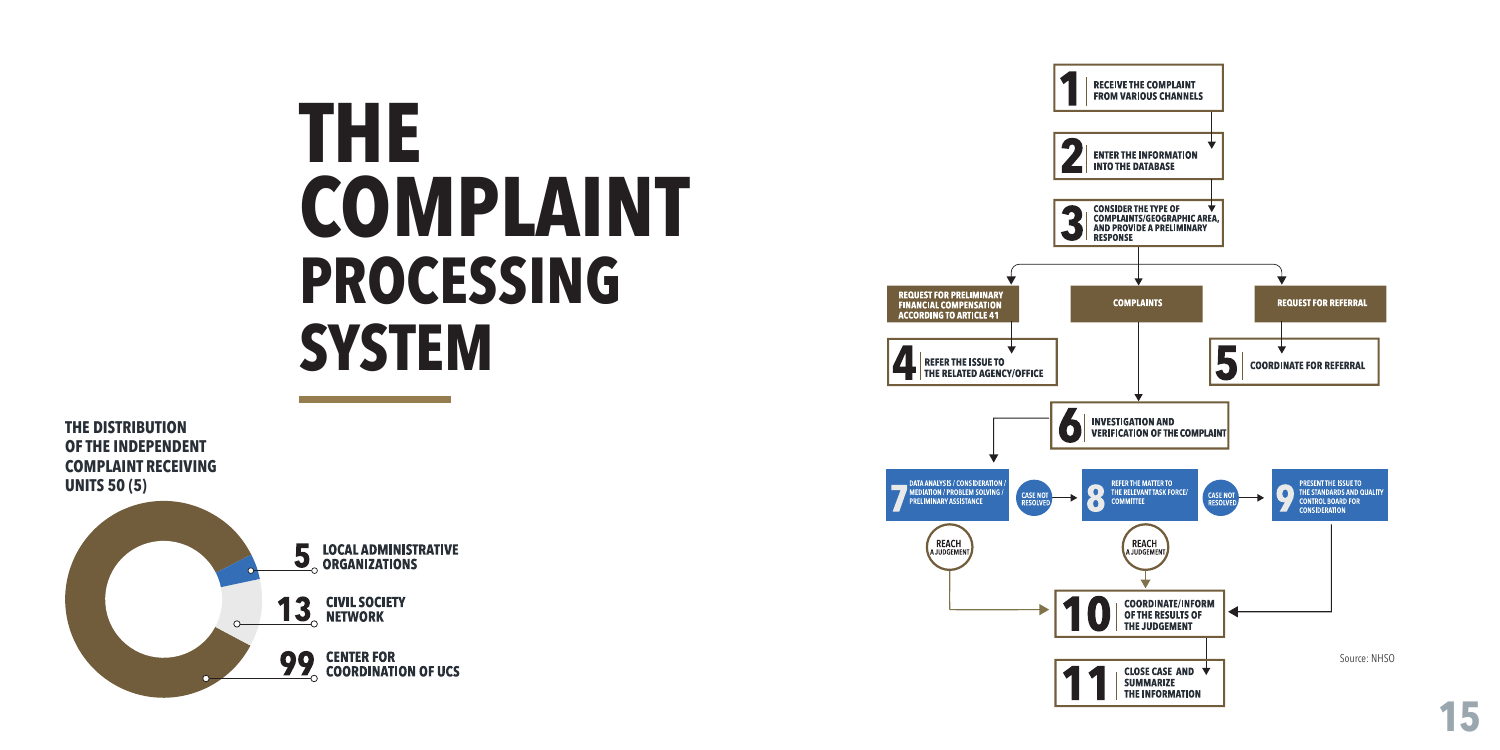# THE COMPLAINT PROCESSING SYSTEM

**THE DISTRIBUTION OF THE INDEPENDENT COMPLAINT RECEIVING UNITS 50 (5)**

- **5** LOCAL ADMINISTRATIVE ORGANIZATIONS
- **13** CIVIL SOCIETY NETWORK
- **99** CENTER FOR COORDINATION OF UCS

**1** RECEIVE THE COMPLAINT FROM VARIOUS CHANNELS

**2** ENTER THE INFORMATION INTO THE DATABASE

**3** CONSIDER THE TYPE OF COMPLAINTS/GEOGRAPHIC AREA, AND PROVIDE A PRELIMINARY RESPONSE

REQUEST FOR PRELIMINARY FINANCIAL COMPENSATION ACCORDING TO ARTICLE 41

COMPLAINTS

REQUEST FOR REFERRAL

**4** REFER THE ISSUE TO THE RELATED AGENCY/OFFICE

**5** COORDINATE FOR REFERRAL

**6** INVESTIGATION AND VERIFICATION OF THE COMPLAINT

**7** DATA ANALYSIS / CONSIDERATION / MEDIATION / PROBLEM SOLVING / PRELIMINARY ASSISTANCE

CASE NOT RESOLVED

**8** REFER THE MATTER TO THE RELEVANT TASK FORCE/ COMMITTEE

CASE NOT RESOLVED

**9** PRESENT THE ISSUE TO THE STANDARDS AND QUALITY CONTROL BOARD FOR CONSIDERATION

REACH A JUDGEMENT

REACH A JUDGEMENT

**10** COORDINATE/INFORM OF THE RESULTS OF THE JUDGEMENT

**11** CLOSE CASE AND SUMMARIZE THE INFORMATION

Source: NHSO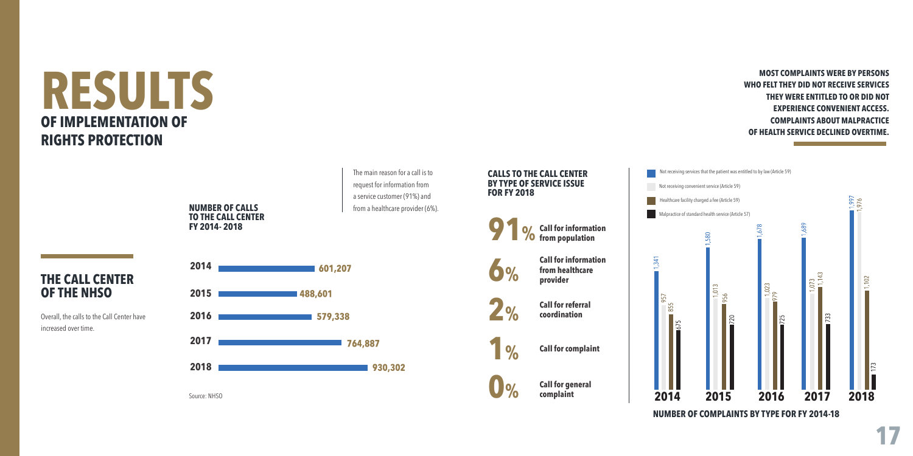# RESULTS

## OF IMPLEMENTATION OF RIGHTS PROTECTION

**MOST COMPLAINTS WERE BY PERSONS WHO FELT THEY DID NOT RECEIVE SERVICES THEY WERE ENTITLED TO OR DID NOT EXPERIENCE CONVENIENT ACCESS. COMPLAINTS ABOUT MALPRACTICE OF HEALTH SERVICE DECLINED OVERTIME.**

## THE CALL CENTER OF THE NHSO

Overall, the calls to the Call Center have increased over time.

**NUMBER OF CALLS TO THE CALL CENTER FY 2014- 2018**

| Year | Calls |
|---|---|
| 2014 | 601,207 |
| 2015 | 488,601 |
| 2016 | 579,338 |
| 2017 | 764,887 |
| 2018 | 930,302 |

Source: NHSO

The main reason for a call is to request for information from a service customer (91%) and from a healthcare provider (6%).

**CALLS TO THE CALL CENTER BY TYPE OF SERVICE ISSUE FOR FY 2018**

| % | Type |
|---|---|
| 91% | Call for information from population |
| 6% | Call for information from healthcare provider |
| 2% | Call for referral coordination |
| 1% | Call for complaint |
| 0% | Call for general complaint |

**NUMBER OF COMPLAINTS BY TYPE FOR FY 2014-18**

| Type | 2014 | 2015 | 2016 | 2017 | 2018 |
|---|---|---|---|---|---|
| Not receiving services that the patient was entitled to by law (Article 59) | 1,341 | 1,580 | 1,678 | 1,689 | 1,997 |
| Not receiving convenient service (Article 59) | 957 | 1,013 | 1,023 | 1,073 | 1,976 |
| Healthcare facility charged a fee (Article 59) | 855 | 956 | 979 | 1,143 | 1,102 |
| Malpractice of standard health service (Article 57) | 675 | 720 | 725 | 733 | 173 |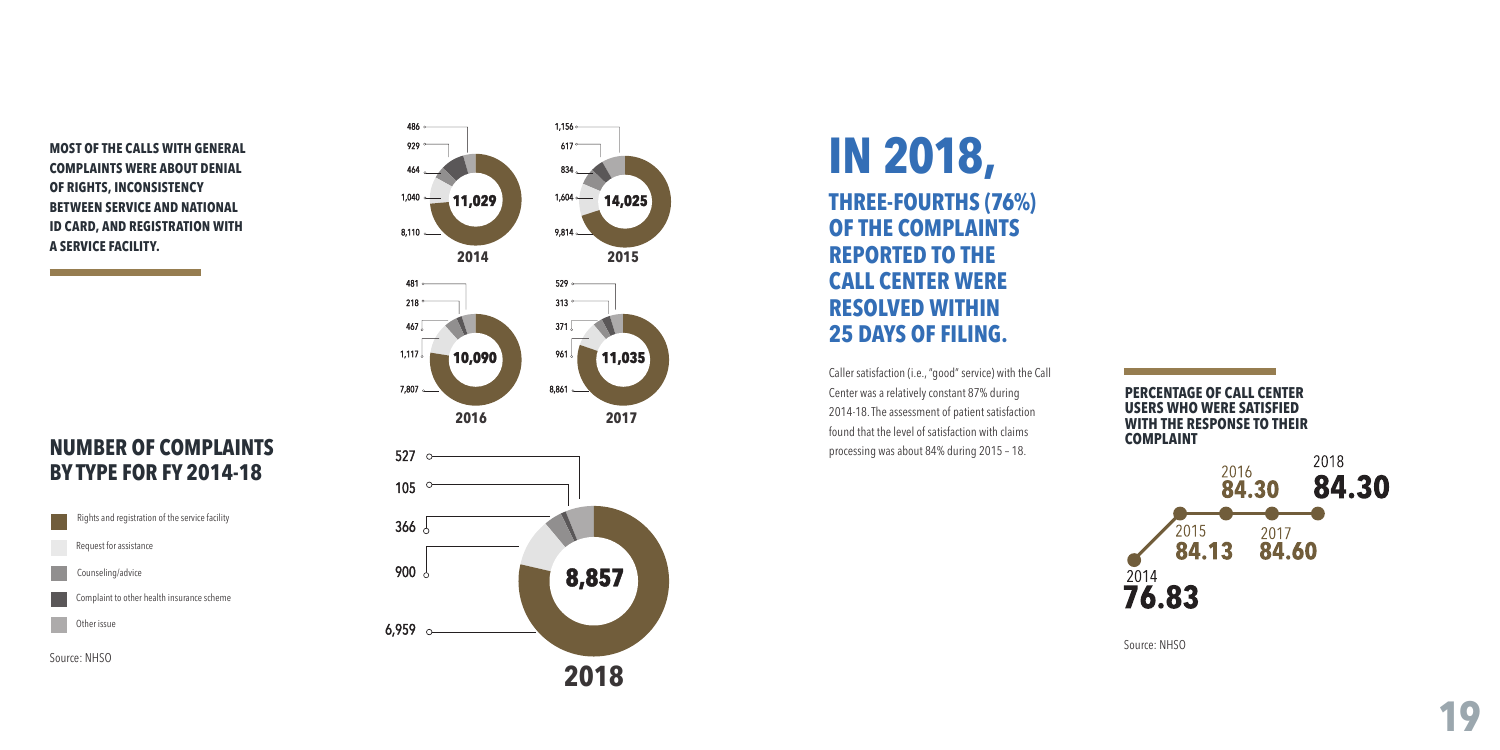**MOST OF THE CALLS WITH GENERAL COMPLAINTS WERE ABOUT DENIAL OF RIGHTS, INCONSISTENCY BETWEEN SERVICE AND NATIONAL ID CARD, AND REGISTRATION WITH A SERVICE FACILITY.**

## NUMBER OF COMPLAINTS BY TYPE FOR FY 2014-18

| Type | 2014 | 2015 | 2016 | 2017 | 2018 |
|---|---|---|---|---|---|
| Rights and registration of the service facility | 8,110 | 9,814 | 7,807 | 8,861 | 6,959 |
| Request for assistance | 1,040 | 1,604 | 1,117 | 961 | 900 |
| Counseling/advice | 464 | 834 | 467 | 371 | 366 |
| Complaint to other health insurance scheme | 929 | 617 | 218 | 313 | 105 |
| Other issue | 486 | 1,156 | 481 | 529 | 527 |
| **Total** | **11,029** | **14,025** | **10,090** | **11,035** | **8,857** |

Source: NHSO

# IN 2018,

## THREE-FOURTHS (76%) OF THE COMPLAINTS REPORTED TO THE CALL CENTER WERE RESOLVED WITHIN 25 DAYS OF FILING.

Caller satisfaction (i.e., "good" service) with the Call Center was a relatively constant 87% during 2014-18. The assessment of patient satisfaction found that the level of satisfaction with claims processing was about 84% during 2015 – 18.

**PERCENTAGE OF CALL CENTER USERS WHO WERE SATISFIED WITH THE RESPONSE TO THEIR COMPLAINT**

| Year | Percentage |
|---|---|
| 2014 | 76.83 |
| 2015 | 84.13 |
| 2016 | 84.30 |
| 2017 | 84.60 |
| 2018 | 84.30 |

Source: NHSO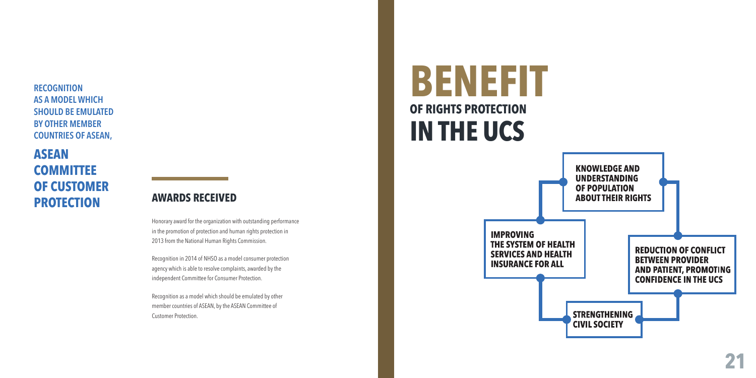**RECOGNITION AS A MODEL WHICH SHOULD BE EMULATED BY OTHER MEMBER COUNTRIES OF ASEAN,**

## ASEAN COMMITTEE OF CUSTOMER PROTECTION

### AWARDS RECEIVED

Honorary award for the organization with outstanding performance in the promotion of protection and human rights protection in 2013 from the National Human Rights Commission.

Recognition in 2014 of NHSO as a model consumer protection agency which is able to resolve complaints, awarded by the independent Committee for Consumer Protection.

Recognition as a model which should be emulated by other member countries of ASEAN, by the ASEAN Committee of Customer Protection.

# BENEFIT OF RIGHTS PROTECTION IN THE UCS

- KNOWLEDGE AND UNDERSTANDING OF POPULATION ABOUT THEIR RIGHTS
- IMPROVING THE SYSTEM OF HEALTH SERVICES AND HEALTH INSURANCE FOR ALL
- REDUCTION OF CONFLICT BETWEEN PROVIDER AND PATIENT, PROMOTING CONFIDENCE IN THE UCS
- STRENGTHENING CIVIL SOCIETY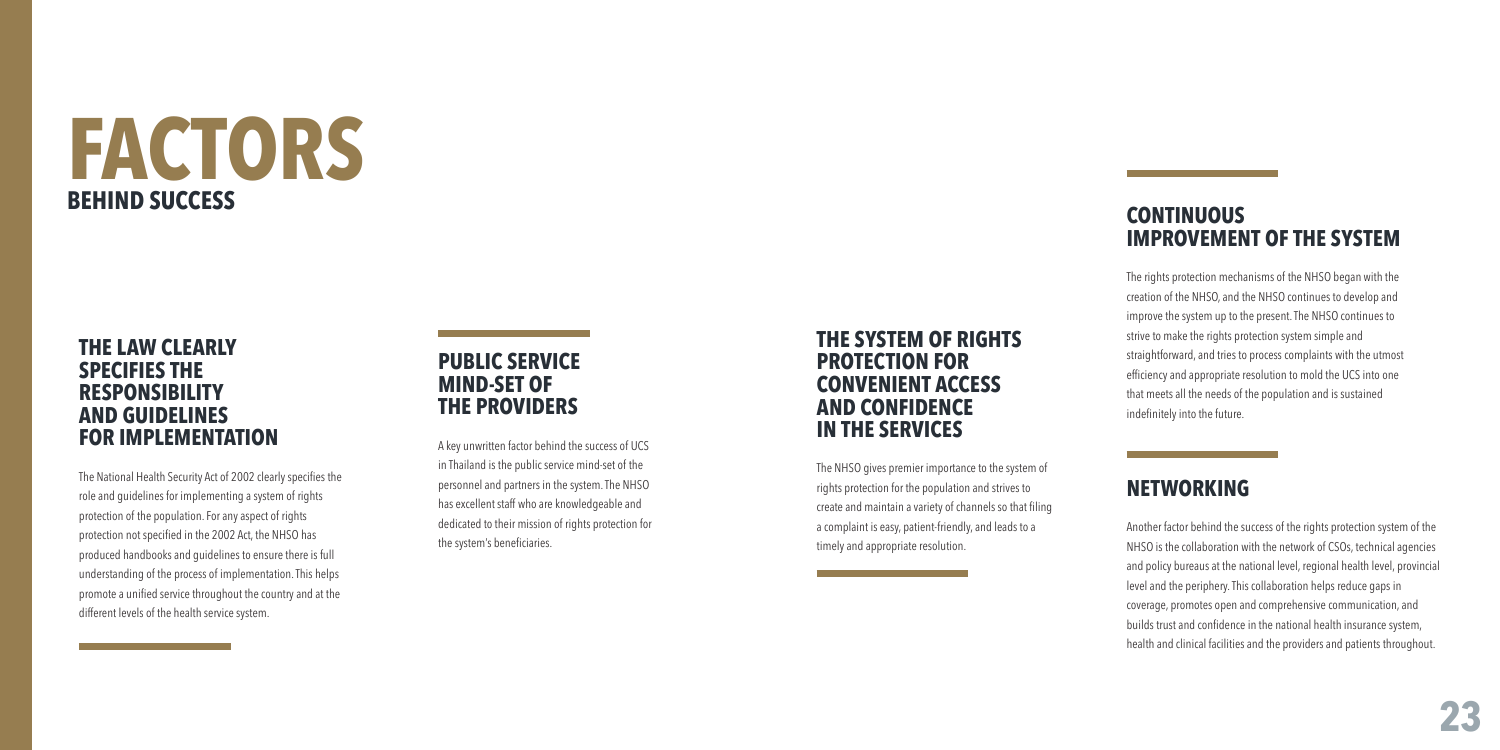# FACTORS BEHIND SUCCESS

## THE LAW CLEARLY SPECIFIES THE RESPONSIBILITY AND GUIDELINES FOR IMPLEMENTATION

The National Health Security Act of 2002 clearly specifies the role and guidelines for implementing a system of rights protection of the population. For any aspect of rights protection not specified in the 2002 Act, the NHSO has produced handbooks and guidelines to ensure there is full understanding of the process of implementation. This helps promote a unified service throughout the country and at the different levels of the health service system.

## PUBLIC SERVICE MIND-SET OF THE PROVIDERS

A key unwritten factor behind the success of UCS in Thailand is the public service mind-set of the personnel and partners in the system. The NHSO has excellent staff who are knowledgeable and dedicated to their mission of rights protection for the system's beneficiaries.

## THE SYSTEM OF RIGHTS PROTECTION FOR CONVENIENT ACCESS AND CONFIDENCE IN THE SERVICES

The NHSO gives premier importance to the system of rights protection for the population and strives to create and maintain a variety of channels so that filing a complaint is easy, patient-friendly, and leads to a timely and appropriate resolution.

## CONTINUOUS IMPROVEMENT OF THE SYSTEM

The rights protection mechanisms of the NHSO began with the creation of the NHSO, and the NHSO continues to develop and improve the system up to the present. The NHSO continues to strive to make the rights protection system simple and straightforward, and tries to process complaints with the utmost efficiency and appropriate resolution to mold the UCS into one that meets all the needs of the population and is sustained indefinitely into the future.

## NETWORKING

Another factor behind the success of the rights protection system of the NHSO is the collaboration with the network of CSOs, technical agencies and policy bureaus at the national level, regional health level, provincial level and the periphery. This collaboration helps reduce gaps in coverage, promotes open and comprehensive communication, and builds trust and confidence in the national health insurance system, health and clinical facilities and the providers and patients throughout.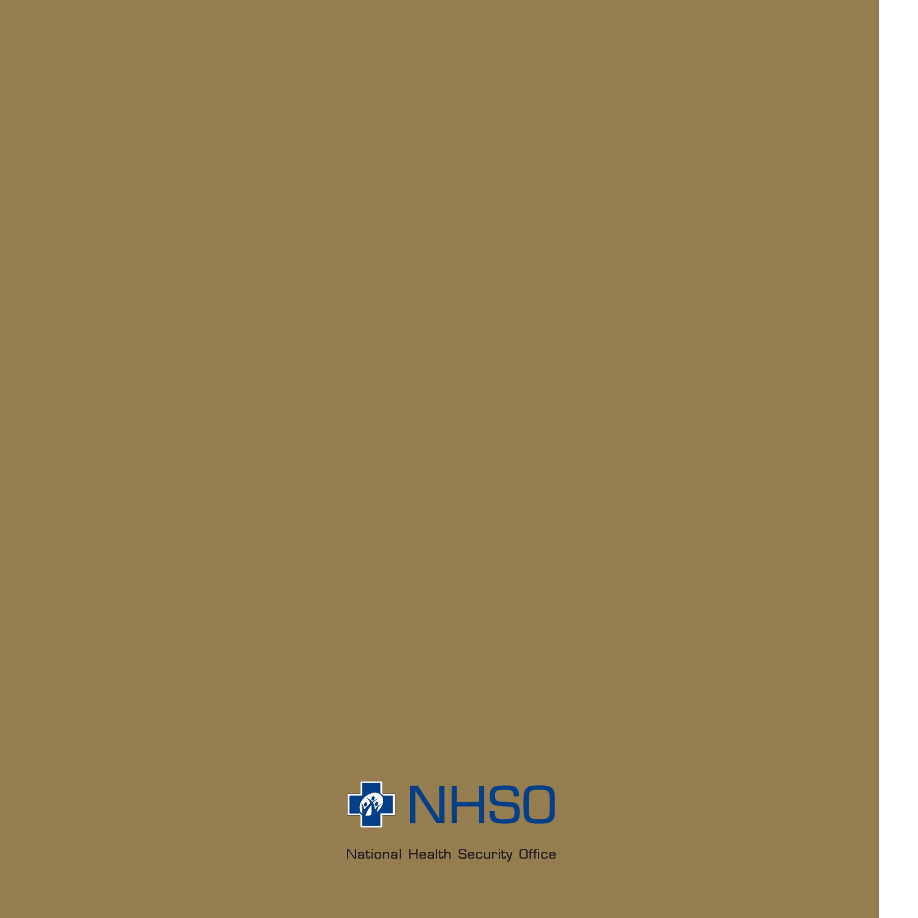NHSO

National Health Security Office